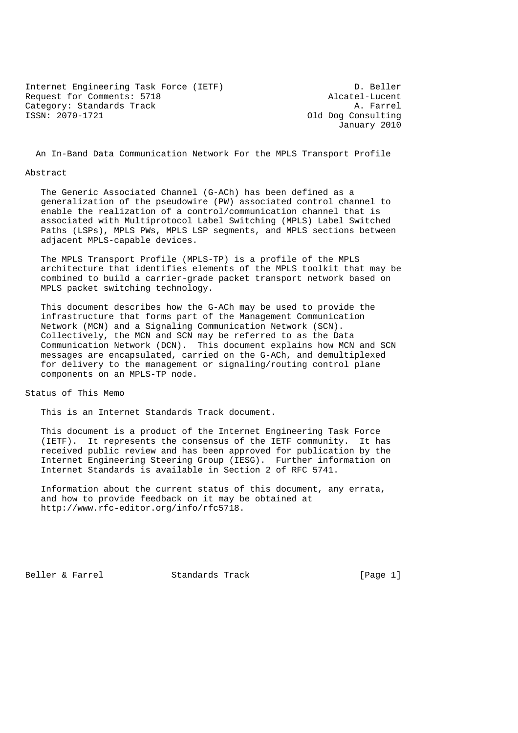Internet Engineering Task Force (IETF) D. Beller
Request for Comments: 5718 Alcatel-Lucent
Category: Standards Track A. Farrel
ISSN: 2070-1721 Old Dog Consulting
January 2010

# An In-Band Data Communication Network For the MPLS Transport Profile

## Abstract

The Generic Associated Channel (G-ACh) has been defined as a generalization of the pseudowire (PW) associated control channel to enable the realization of a control/communication channel that is associated with Multiprotocol Label Switching (MPLS) Label Switched Paths (LSPs), MPLS PWs, MPLS LSP segments, and MPLS sections between adjacent MPLS-capable devices.

The MPLS Transport Profile (MPLS-TP) is a profile of the MPLS architecture that identifies elements of the MPLS toolkit that may be combined to build a carrier-grade packet transport network based on MPLS packet switching technology.

This document describes how the G-ACh may be used to provide the infrastructure that forms part of the Management Communication Network (MCN) and a Signaling Communication Network (SCN). Collectively, the MCN and SCN may be referred to as the Data Communication Network (DCN). This document explains how MCN and SCN messages are encapsulated, carried on the G-ACh, and demultiplexed for delivery to the management or signaling/routing control plane components on an MPLS-TP node.

## Status of This Memo

This is an Internet Standards Track document.

This document is a product of the Internet Engineering Task Force (IETF). It represents the consensus of the IETF community. It has received public review and has been approved for publication by the Internet Engineering Steering Group (IESG). Further information on Internet Standards is available in Section 2 of RFC 5741.

Information about the current status of this document, any errata, and how to provide feedback on it may be obtained at http://www.rfc-editor.org/info/rfc5718.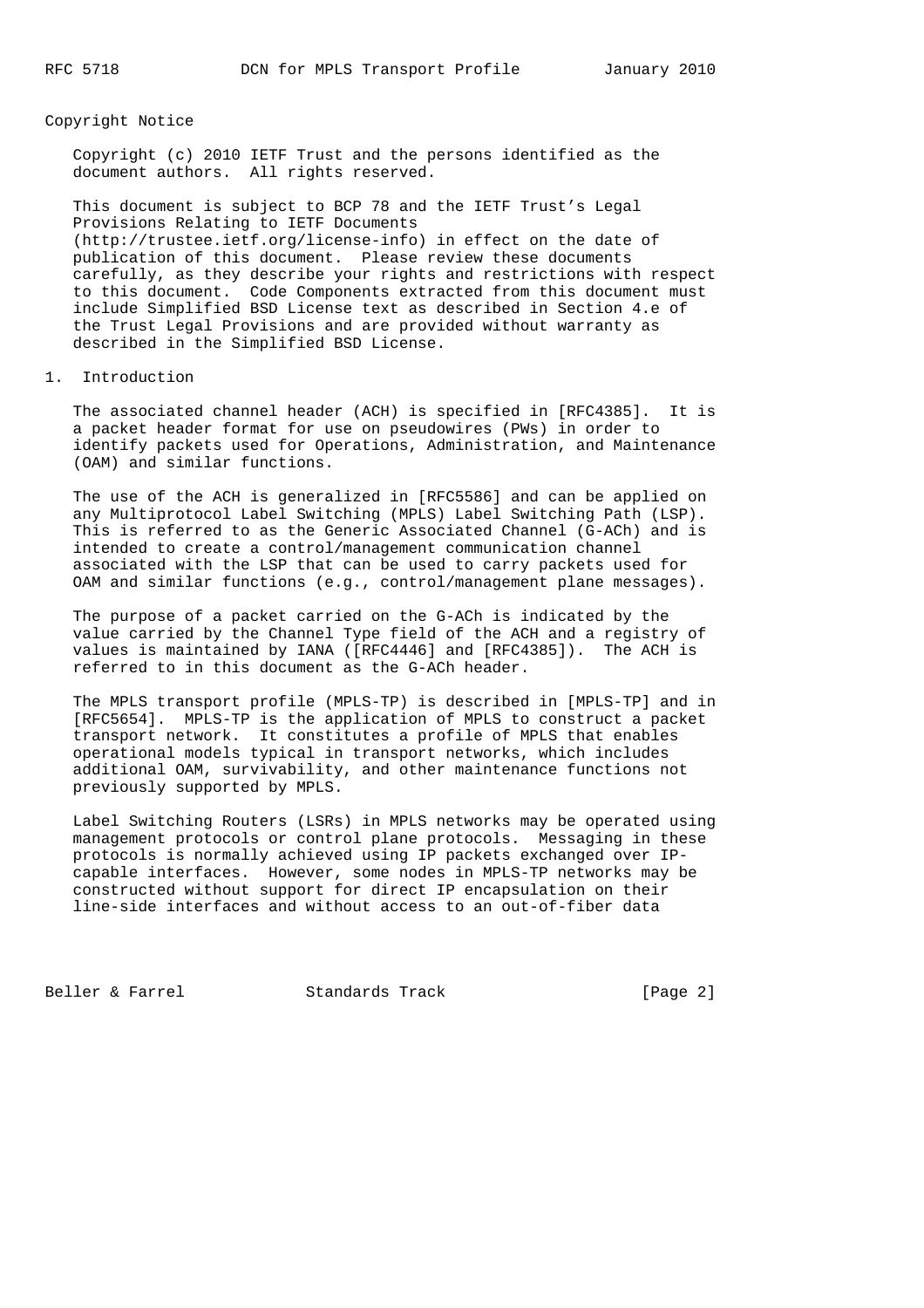Copyright Notice

Copyright (c) 2010 IETF Trust and the persons identified as the document authors. All rights reserved.

This document is subject to BCP 78 and the IETF Trust's Legal Provisions Relating to IETF Documents (http://trustee.ietf.org/license-info) in effect on the date of publication of this document. Please review these documents carefully, as they describe your rights and restrictions with respect to this document. Code Components extracted from this document must include Simplified BSD License text as described in Section 4.e of the Trust Legal Provisions and are provided without warranty as described in the Simplified BSD License.

## 1. Introduction

The associated channel header (ACH) is specified in [RFC4385]. It is a packet header format for use on pseudowires (PWs) in order to identify packets used for Operations, Administration, and Maintenance (OAM) and similar functions.

The use of the ACH is generalized in [RFC5586] and can be applied on any Multiprotocol Label Switching (MPLS) Label Switching Path (LSP). This is referred to as the Generic Associated Channel (G-ACh) and is intended to create a control/management communication channel associated with the LSP that can be used to carry packets used for OAM and similar functions (e.g., control/management plane messages).

The purpose of a packet carried on the G-ACh is indicated by the value carried by the Channel Type field of the ACH and a registry of values is maintained by IANA ([RFC4446] and [RFC4385]). The ACH is referred to in this document as the G-ACh header.

The MPLS transport profile (MPLS-TP) is described in [MPLS-TP] and in [RFC5654]. MPLS-TP is the application of MPLS to construct a packet transport network. It constitutes a profile of MPLS that enables operational models typical in transport networks, which includes additional OAM, survivability, and other maintenance functions not previously supported by MPLS.

Label Switching Routers (LSRs) in MPLS networks may be operated using management protocols or control plane protocols. Messaging in these protocols is normally achieved using IP packets exchanged over IP-capable interfaces. However, some nodes in MPLS-TP networks may be constructed without support for direct IP encapsulation on their line-side interfaces and without access to an out-of-fiber data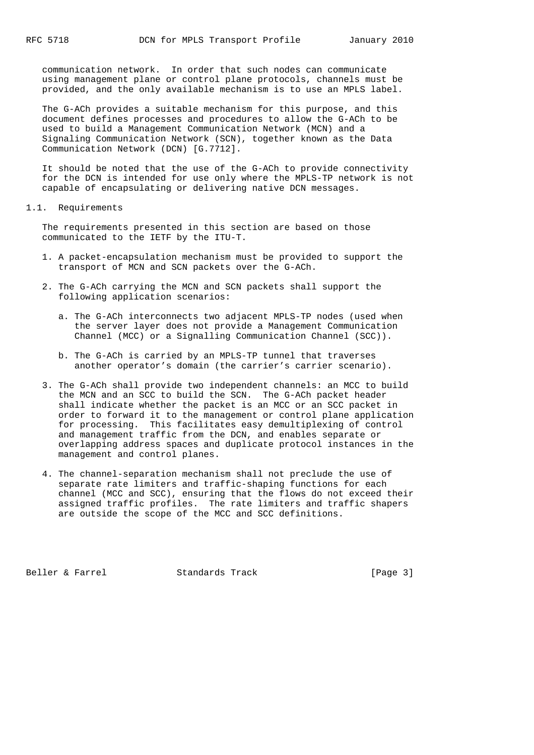communication network. In order that such nodes can communicate using management plane or control plane protocols, channels must be provided, and the only available mechanism is to use an MPLS label.

The G-ACh provides a suitable mechanism for this purpose, and this document defines processes and procedures to allow the G-ACh to be used to build a Management Communication Network (MCN) and a Signaling Communication Network (SCN), together known as the Data Communication Network (DCN) [G.7712].

It should be noted that the use of the G-ACh to provide connectivity for the DCN is intended for use only where the MPLS-TP network is not capable of encapsulating or delivering native DCN messages.

## 1.1. Requirements

The requirements presented in this section are based on those communicated to the IETF by the ITU-T.

1. A packet-encapsulation mechanism must be provided to support the transport of MCN and SCN packets over the G-ACh.

2. The G-ACh carrying the MCN and SCN packets shall support the following application scenarios:

   a. The G-ACh interconnects two adjacent MPLS-TP nodes (used when the server layer does not provide a Management Communication Channel (MCC) or a Signalling Communication Channel (SCC)).

   b. The G-ACh is carried by an MPLS-TP tunnel that traverses another operator’s domain (the carrier’s carrier scenario).

3. The G-ACh shall provide two independent channels: an MCC to build the MCN and an SCC to build the SCN. The G-ACh packet header shall indicate whether the packet is an MCC or an SCC packet in order to forward it to the management or control plane application for processing. This facilitates easy demultiplexing of control and management traffic from the DCN, and enables separate or overlapping address spaces and duplicate protocol instances in the management and control planes.

4. The channel-separation mechanism shall not preclude the use of separate rate limiters and traffic-shaping functions for each channel (MCC and SCC), ensuring that the flows do not exceed their assigned traffic profiles. The rate limiters and traffic shapers are outside the scope of the MCC and SCC definitions.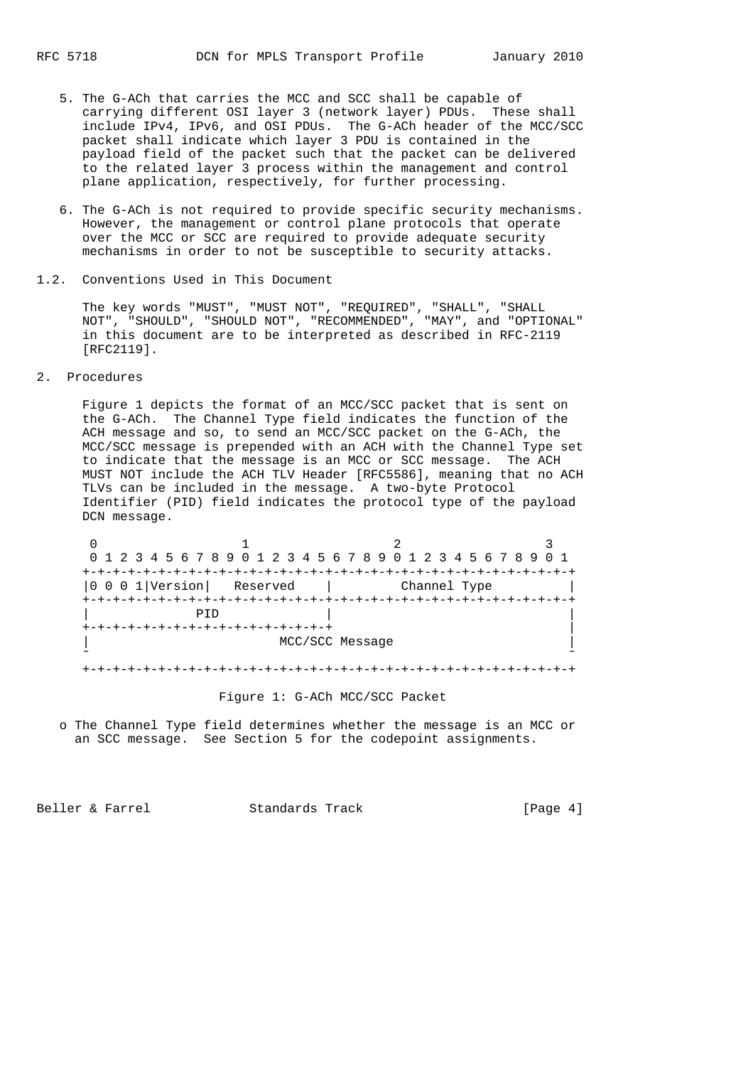5. The G-ACh that carries the MCC and SCC shall be capable of carrying different OSI layer 3 (network layer) PDUs. These shall include IPv4, IPv6, and OSI PDUs. The G-ACh header of the MCC/SCC packet shall indicate which layer 3 PDU is contained in the payload field of the packet such that the packet can be delivered to the related layer 3 process within the management and control plane application, respectively, for further processing.

6. The G-ACh is not required to provide specific security mechanisms. However, the management or control plane protocols that operate over the MCC or SCC are required to provide adequate security mechanisms in order to not be susceptible to security attacks.

### 1.2. Conventions Used in This Document

The key words "MUST", "MUST NOT", "REQUIRED", "SHALL", "SHALL NOT", "SHOULD", "SHOULD NOT", "RECOMMENDED", "MAY", and "OPTIONAL" in this document are to be interpreted as described in RFC-2119 [RFC2119].

## 2. Procedures

Figure 1 depicts the format of an MCC/SCC packet that is sent on the G-ACh. The Channel Type field indicates the function of the ACH message and so, to send an MCC/SCC packet on the G-ACh, the MCC/SCC message is prepended with an ACH with the Channel Type set to indicate that the message is an MCC or SCC message. The ACH MUST NOT include the ACH TLV Header [RFC5586], meaning that no ACH TLVs can be included in the message. A two-byte Protocol Identifier (PID) field indicates the protocol type of the payload DCN message.

```
 0                   1                   2                   3
 0 1 2 3 4 5 6 7 8 9 0 1 2 3 4 5 6 7 8 9 0 1 2 3 4 5 6 7 8 9 0 1
+-+-+-+-+-+-+-+-+-+-+-+-+-+-+-+-+-+-+-+-+-+-+-+-+-+-+-+-+-+-+-+-+
|0 0 0 1|Version|   Reserved    |         Channel Type          |
+-+-+-+-+-+-+-+-+-+-+-+-+-+-+-+-+-+-+-+-+-+-+-+-+-+-+-+-+-+-+-+-+
|             PID               |                               |
+-+-+-+-+-+-+-+-+-+-+-+-+-+-+-+-+                               |
|                         MCC/SCC Message                       |
~                                                               ~
+-+-+-+-+-+-+-+-+-+-+-+-+-+-+-+-+-+-+-+-+-+-+-+-+-+-+-+-+-+-+-+-+
```

Figure 1: G-ACh MCC/SCC Packet

- The Channel Type field determines whether the message is an MCC or an SCC message. See Section 5 for the codepoint assignments.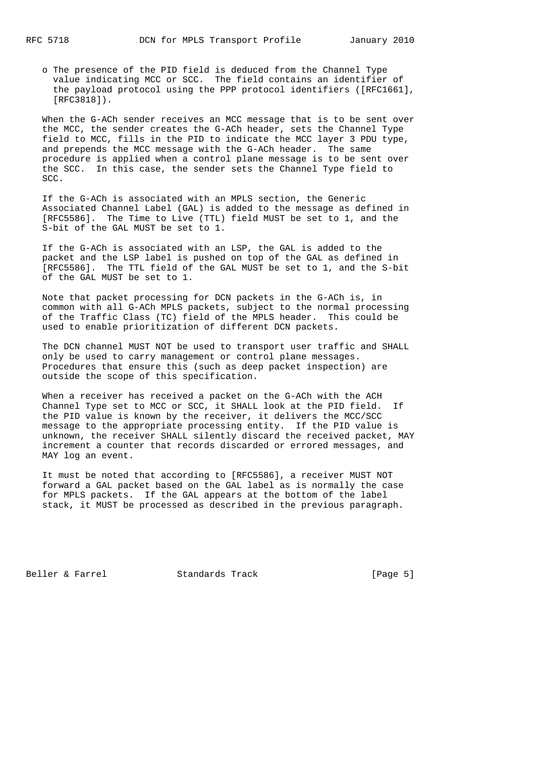- The presence of the PID field is deduced from the Channel Type value indicating MCC or SCC. The field contains an identifier of the payload protocol using the PPP protocol identifiers ([RFC1661], [RFC3818]).

When the G-ACh sender receives an MCC message that is to be sent over the MCC, the sender creates the G-ACh header, sets the Channel Type field to MCC, fills in the PID to indicate the MCC layer 3 PDU type, and prepends the MCC message with the G-ACh header. The same procedure is applied when a control plane message is to be sent over the SCC. In this case, the sender sets the Channel Type field to SCC.

If the G-ACh is associated with an MPLS section, the Generic Associated Channel Label (GAL) is added to the message as defined in [RFC5586]. The Time to Live (TTL) field MUST be set to 1, and the S-bit of the GAL MUST be set to 1.

If the G-ACh is associated with an LSP, the GAL is added to the packet and the LSP label is pushed on top of the GAL as defined in [RFC5586]. The TTL field of the GAL MUST be set to 1, and the S-bit of the GAL MUST be set to 1.

Note that packet processing for DCN packets in the G-ACh is, in common with all G-ACh MPLS packets, subject to the normal processing of the Traffic Class (TC) field of the MPLS header. This could be used to enable prioritization of different DCN packets.

The DCN channel MUST NOT be used to transport user traffic and SHALL only be used to carry management or control plane messages. Procedures that ensure this (such as deep packet inspection) are outside the scope of this specification.

When a receiver has received a packet on the G-ACh with the ACH Channel Type set to MCC or SCC, it SHALL look at the PID field. If the PID value is known by the receiver, it delivers the MCC/SCC message to the appropriate processing entity. If the PID value is unknown, the receiver SHALL silently discard the received packet, MAY increment a counter that records discarded or errored messages, and MAY log an event.

It must be noted that according to [RFC5586], a receiver MUST NOT forward a GAL packet based on the GAL label as is normally the case for MPLS packets. If the GAL appears at the bottom of the label stack, it MUST be processed as described in the previous paragraph.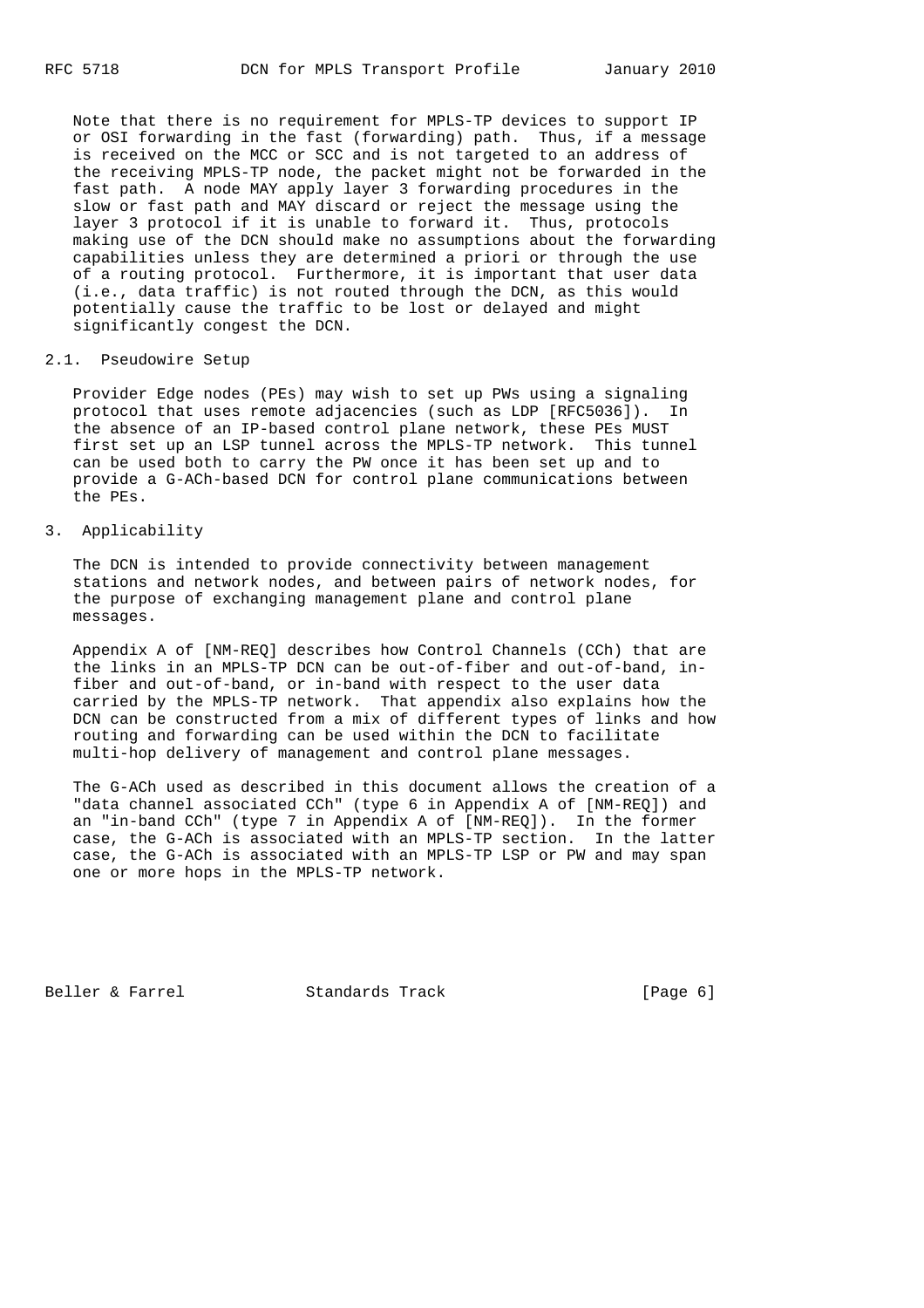Note that there is no requirement for MPLS-TP devices to support IP or OSI forwarding in the fast (forwarding) path. Thus, if a message is received on the MCC or SCC and is not targeted to an address of the receiving MPLS-TP node, the packet might not be forwarded in the fast path. A node MAY apply layer 3 forwarding procedures in the slow or fast path and MAY discard or reject the message using the layer 3 protocol if it is unable to forward it. Thus, protocols making use of the DCN should make no assumptions about the forwarding capabilities unless they are determined a priori or through the use of a routing protocol. Furthermore, it is important that user data (i.e., data traffic) is not routed through the DCN, as this would potentially cause the traffic to be lost or delayed and might significantly congest the DCN.

### 2.1. Pseudowire Setup

Provider Edge nodes (PEs) may wish to set up PWs using a signaling protocol that uses remote adjacencies (such as LDP [RFC5036]). In the absence of an IP-based control plane network, these PEs MUST first set up an LSP tunnel across the MPLS-TP network. This tunnel can be used both to carry the PW once it has been set up and to provide a G-ACh-based DCN for control plane communications between the PEs.

## 3. Applicability

The DCN is intended to provide connectivity between management stations and network nodes, and between pairs of network nodes, for the purpose of exchanging management plane and control plane messages.

Appendix A of [NM-REQ] describes how Control Channels (CCh) that are the links in an MPLS-TP DCN can be out-of-fiber and out-of-band, in-fiber and out-of-band, or in-band with respect to the user data carried by the MPLS-TP network. That appendix also explains how the DCN can be constructed from a mix of different types of links and how routing and forwarding can be used within the DCN to facilitate multi-hop delivery of management and control plane messages.

The G-ACh used as described in this document allows the creation of a "data channel associated CCh" (type 6 in Appendix A of [NM-REQ]) and an "in-band CCh" (type 7 in Appendix A of [NM-REQ]). In the former case, the G-ACh is associated with an MPLS-TP section. In the latter case, the G-ACh is associated with an MPLS-TP LSP or PW and may span one or more hops in the MPLS-TP network.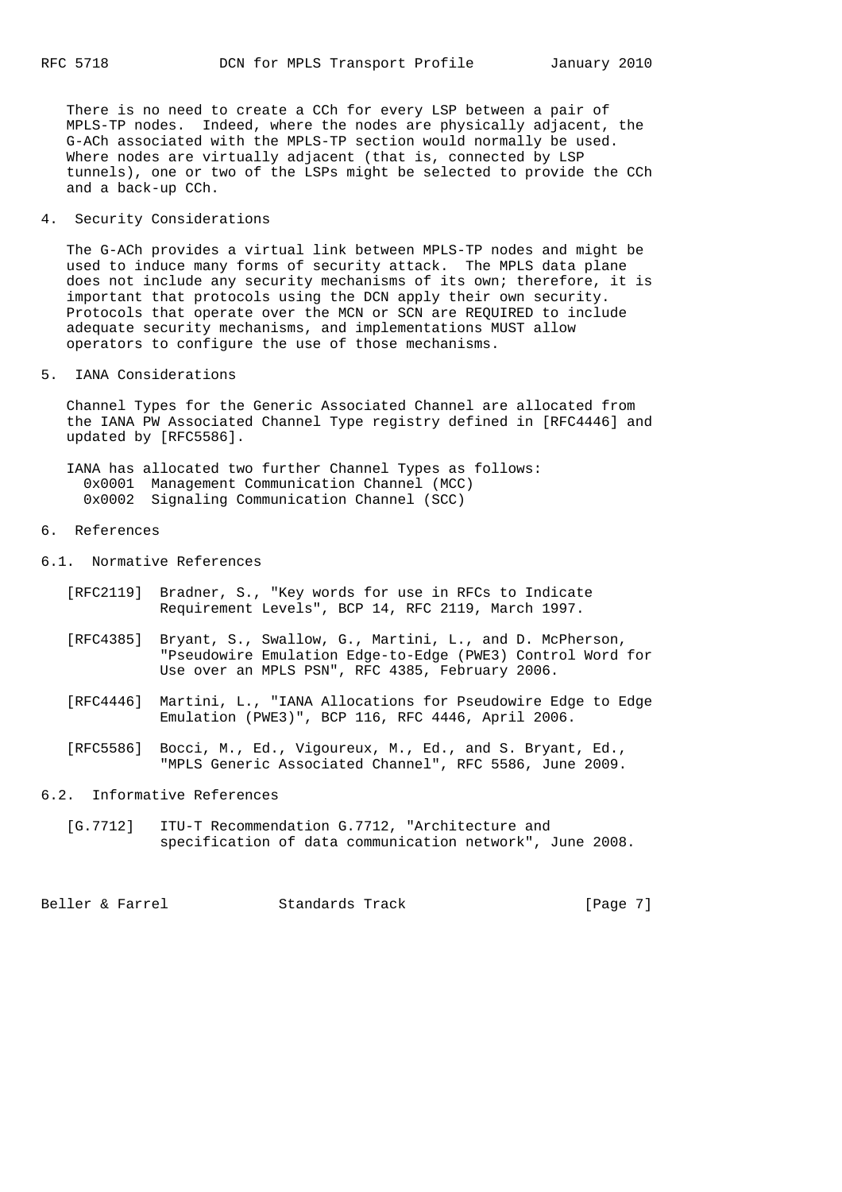There is no need to create a CCh for every LSP between a pair of MPLS-TP nodes. Indeed, where the nodes are physically adjacent, the G-ACh associated with the MPLS-TP section would normally be used. Where nodes are virtually adjacent (that is, connected by LSP tunnels), one or two of the LSPs might be selected to provide the CCh and a back-up CCh.

## 4. Security Considerations

The G-ACh provides a virtual link between MPLS-TP nodes and might be used to induce many forms of security attack. The MPLS data plane does not include any security mechanisms of its own; therefore, it is important that protocols using the DCN apply their own security. Protocols that operate over the MCN or SCN are REQUIRED to include adequate security mechanisms, and implementations MUST allow operators to configure the use of those mechanisms.

## 5. IANA Considerations

Channel Types for the Generic Associated Channel are allocated from the IANA PW Associated Channel Type registry defined in [RFC4446] and updated by [RFC5586].

IANA has allocated two further Channel Types as follows:

```
  0x0001  Management Communication Channel (MCC)
  0x0002  Signaling Communication Channel (SCC)
```

## 6. References

### 6.1. Normative References

[RFC2119] Bradner, S., "Key words for use in RFCs to Indicate Requirement Levels", BCP 14, RFC 2119, March 1997.

[RFC4385] Bryant, S., Swallow, G., Martini, L., and D. McPherson, "Pseudowire Emulation Edge-to-Edge (PWE3) Control Word for Use over an MPLS PSN", RFC 4385, February 2006.

[RFC4446] Martini, L., "IANA Allocations for Pseudowire Edge to Edge Emulation (PWE3)", BCP 116, RFC 4446, April 2006.

[RFC5586] Bocci, M., Ed., Vigoureux, M., Ed., and S. Bryant, Ed., "MPLS Generic Associated Channel", RFC 5586, June 2009.

### 6.2. Informative References

[G.7712] ITU-T Recommendation G.7712, "Architecture and specification of data communication network", June 2008.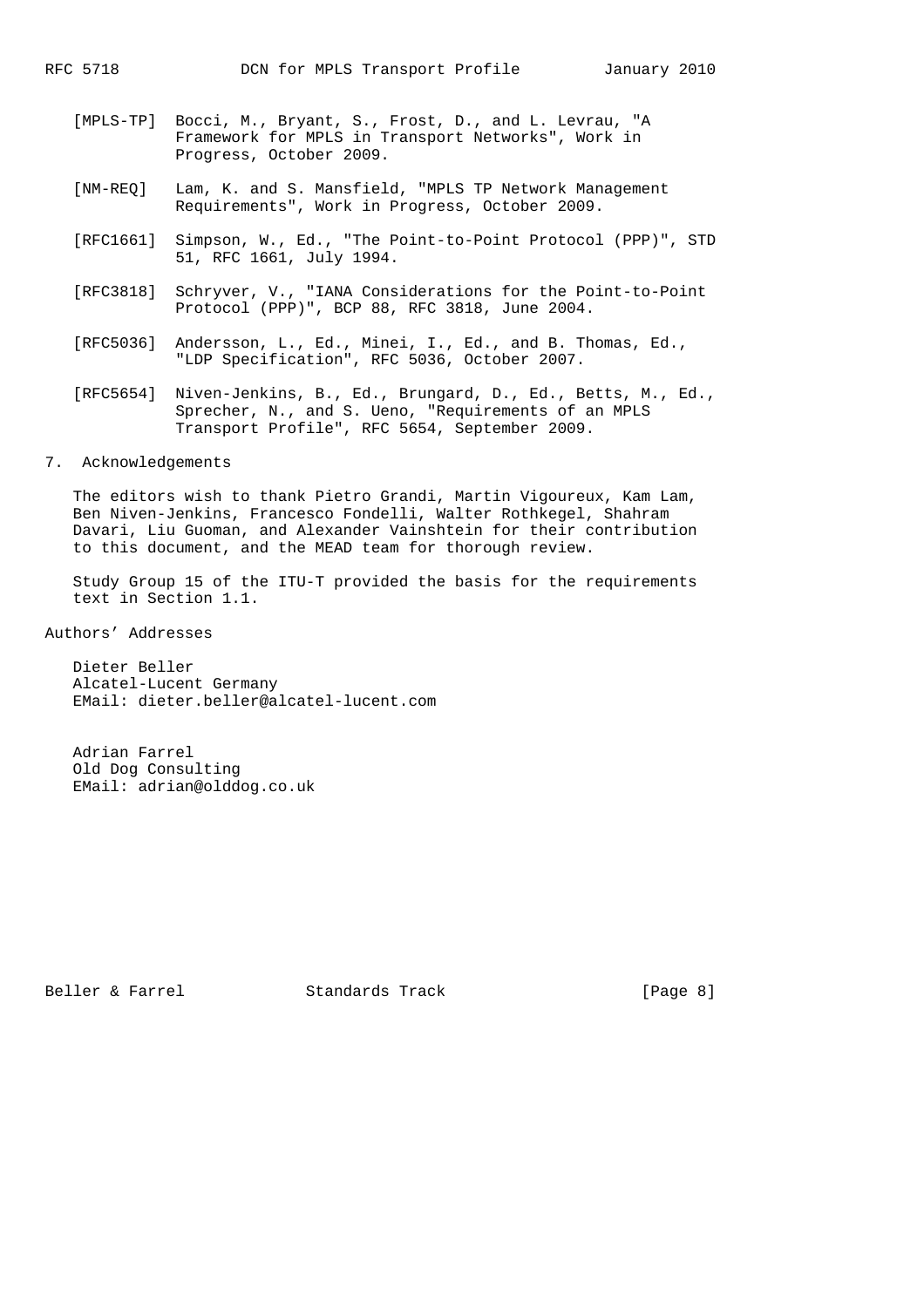[MPLS-TP] Bocci, M., Bryant, S., Frost, D., and L. Levrau, "A Framework for MPLS in Transport Networks", Work in Progress, October 2009.

[NM-REQ] Lam, K. and S. Mansfield, "MPLS TP Network Management Requirements", Work in Progress, October 2009.

[RFC1661] Simpson, W., Ed., "The Point-to-Point Protocol (PPP)", STD 51, RFC 1661, July 1994.

[RFC3818] Schryver, V., "IANA Considerations for the Point-to-Point Protocol (PPP)", BCP 88, RFC 3818, June 2004.

[RFC5036] Andersson, L., Ed., Minei, I., Ed., and B. Thomas, Ed., "LDP Specification", RFC 5036, October 2007.

[RFC5654] Niven-Jenkins, B., Ed., Brungard, D., Ed., Betts, M., Ed., Sprecher, N., and S. Ueno, "Requirements of an MPLS Transport Profile", RFC 5654, September 2009.

## 7. Acknowledgements

The editors wish to thank Pietro Grandi, Martin Vigoureux, Kam Lam, Ben Niven-Jenkins, Francesco Fondelli, Walter Rothkegel, Shahram Davari, Liu Guoman, and Alexander Vainshtein for their contribution to this document, and the MEAD team for thorough review.

Study Group 15 of the ITU-T provided the basis for the requirements text in Section 1.1.

## Authors' Addresses

Dieter Beller
Alcatel-Lucent Germany
EMail: dieter.beller@alcatel-lucent.com

Adrian Farrel
Old Dog Consulting
EMail: adrian@olddog.co.uk